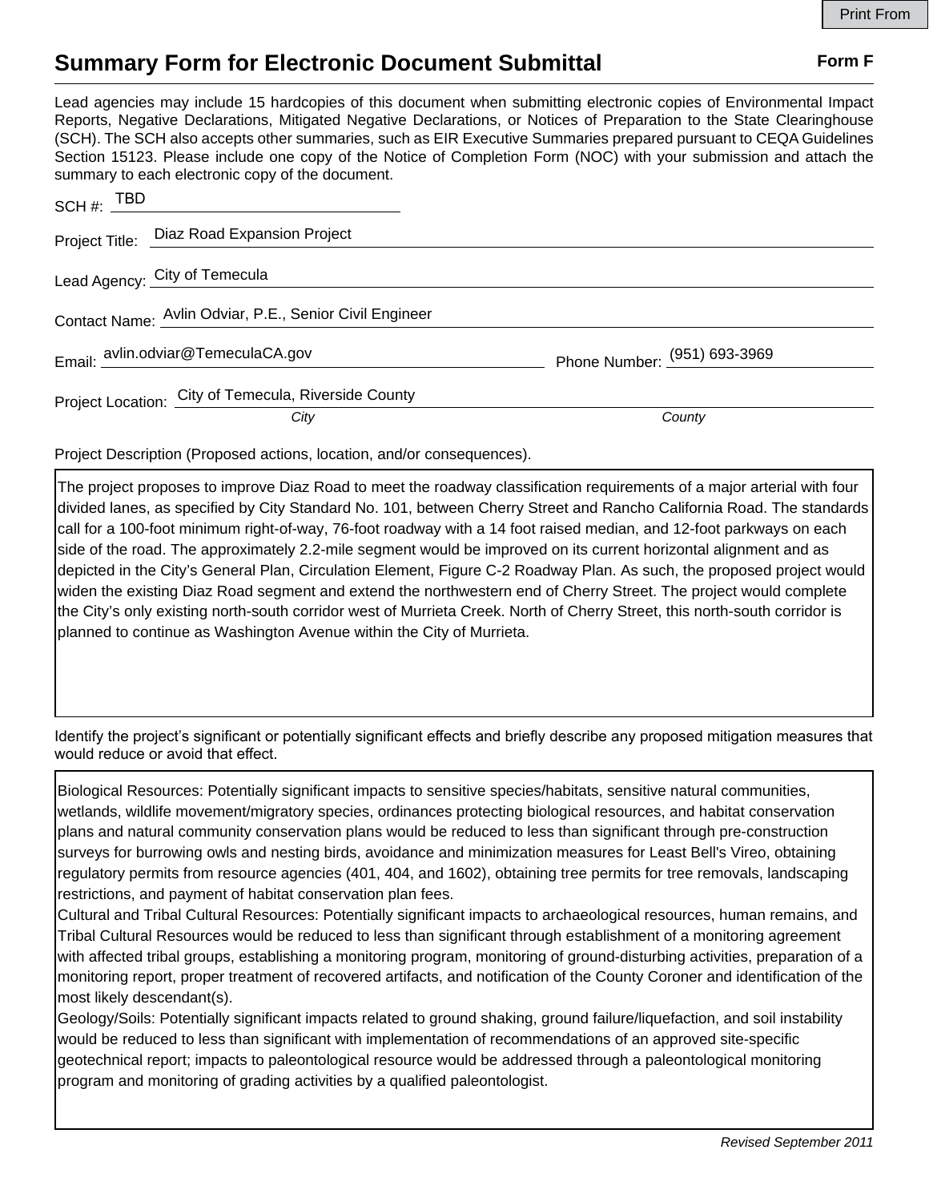# Summary Form for Electronic Document Submittal

**Form F**

Lead agencies may include 15 hardcopies of this document when submitting electronic copies of Environmental Impact Reports, Negative Declarations, Mitigated Negative Declarations, or Notices of Preparation to the State Clearinghouse (SCH). The SCH also accepts other summaries, such as EIR Executive Summaries prepared pursuant to CEQA Guidelines Section 15123. Please include one copy of the Notice of Completion Form (NOC) with your submission and attach the summary to each electronic copy of the document.

SCH #: TBD

Project Title: Diaz Road Expansion Project

Lead Agency: City of Temecula

Contact Name: Avlin Odviar, P.E., Senior Civil Engineer

Email: avlin.odviar@TemeculaCA.gov

Phone Number: (951) 693-3969

Project Location: City of Temecula, Riverside County

*City* *County*

Project Description (Proposed actions, location, and/or consequences).

The project proposes to improve Diaz Road to meet the roadway classification requirements of a major arterial with four divided lanes, as specified by City Standard No. 101, between Cherry Street and Rancho California Road. The standards call for a 100-foot minimum right-of-way, 76-foot roadway with a 14 foot raised median, and 12-foot parkways on each side of the road. The approximately 2.2-mile segment would be improved on its current horizontal alignment and as depicted in the City's General Plan, Circulation Element, Figure C-2 Roadway Plan. As such, the proposed project would widen the existing Diaz Road segment and extend the northwestern end of Cherry Street. The project would complete the City's only existing north-south corridor west of Murrieta Creek. North of Cherry Street, this north-south corridor is planned to continue as Washington Avenue within the City of Murrieta.

Identify the project's significant or potentially significant effects and briefly describe any proposed mitigation measures that would reduce or avoid that effect.

Biological Resources: Potentially significant impacts to sensitive species/habitats, sensitive natural communities, wetlands, wildlife movement/migratory species, ordinances protecting biological resources, and habitat conservation plans and natural community conservation plans would be reduced to less than significant through pre-construction surveys for burrowing owls and nesting birds, avoidance and minimization measures for Least Bell's Vireo, obtaining regulatory permits from resource agencies (401, 404, and 1602), obtaining tree permits for tree removals, landscaping restrictions, and payment of habitat conservation plan fees.

Cultural and Tribal Cultural Resources: Potentially significant impacts to archaeological resources, human remains, and Tribal Cultural Resources would be reduced to less than significant through establishment of a monitoring agreement with affected tribal groups, establishing a monitoring program, monitoring of ground-disturbing activities, preparation of a monitoring report, proper treatment of recovered artifacts, and notification of the County Coroner and identification of the most likely descendant(s).

Geology/Soils: Potentially significant impacts related to ground shaking, ground failure/liquefaction, and soil instability would be reduced to less than significant with implementation of recommendations of an approved site-specific geotechnical report; impacts to paleontological resource would be addressed through a paleontological monitoring program and monitoring of grading activities by a qualified paleontologist.

*Revised September 2011*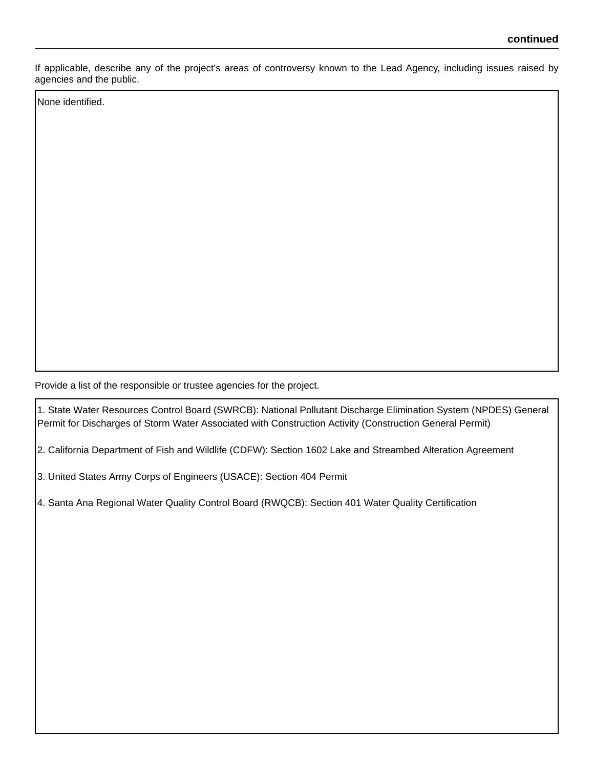**continued**

If applicable, describe any of the project's areas of controversy known to the Lead Agency, including issues raised by agencies and the public.

None identified.

Provide a list of the responsible or trustee agencies for the project.

1. State Water Resources Control Board (SWRCB): National Pollutant Discharge Elimination System (NPDES) General Permit for Discharges of Storm Water Associated with Construction Activity (Construction General Permit)

2. California Department of Fish and Wildlife (CDFW): Section 1602 Lake and Streambed Alteration Agreement

3. United States Army Corps of Engineers (USACE): Section 404 Permit

4. Santa Ana Regional Water Quality Control Board (RWQCB): Section 401 Water Quality Certification